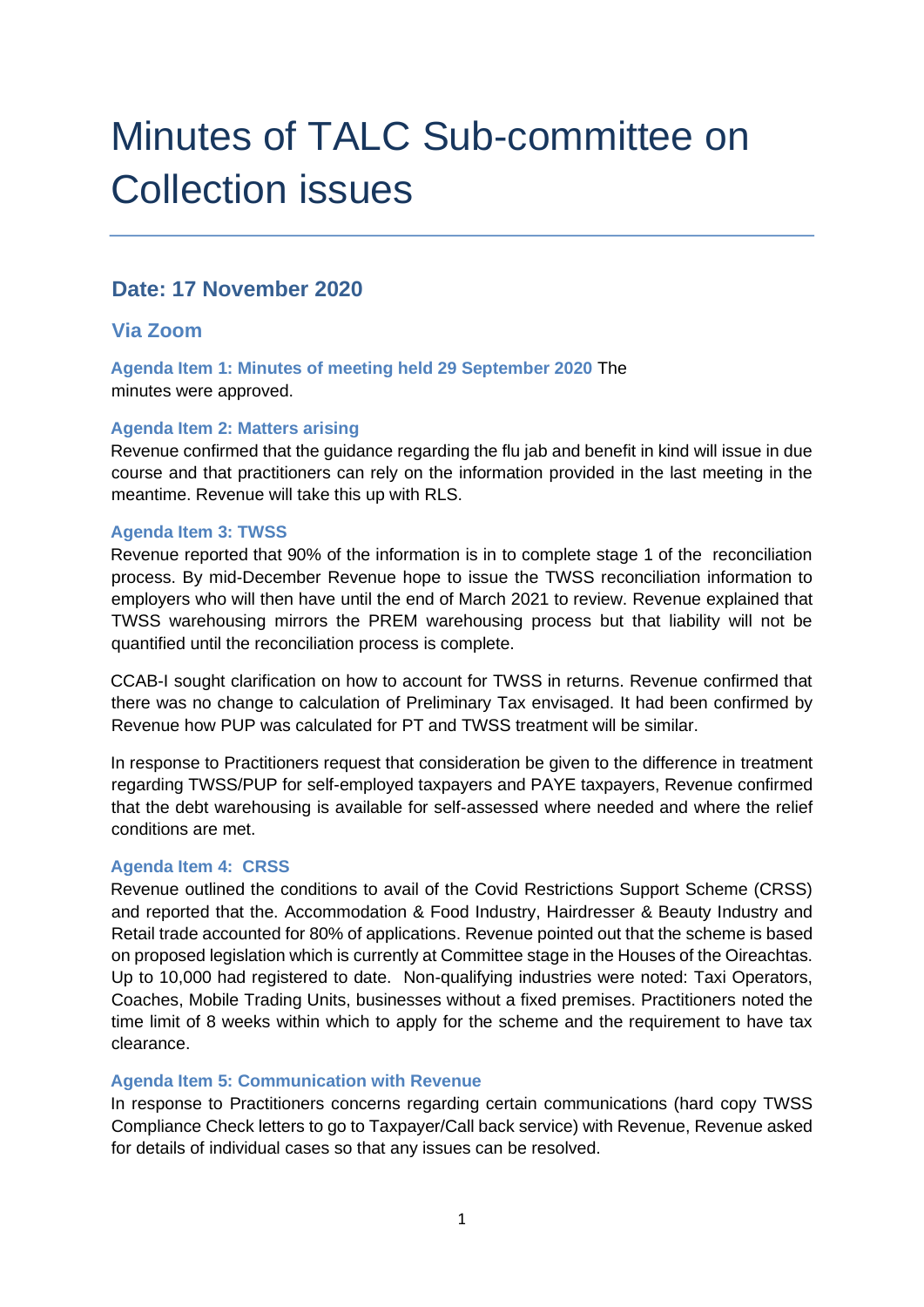# Minutes of TALC Sub-committee on Collection issues

## Date: 17 November 2020

## Via Zoom

**Agenda Item 1: Minutes of meeting held 29 September 2020** The minutes were approved.

**Agenda Item 2: Matters arising**

Revenue confirmed that the guidance regarding the flu jab and benefit in kind will issue in due course and that practitioners can rely on the information provided in the last meeting in the meantime. Revenue will take this up with RLS.

**Agenda Item 3: TWSS**

Revenue reported that 90% of the information is in to complete stage 1 of the reconciliation process. By mid-December Revenue hope to issue the TWSS reconciliation information to employers who will then have until the end of March 2021 to review. Revenue explained that TWSS warehousing mirrors the PREM warehousing process but that liability will not be quantified until the reconciliation process is complete.

CCAB-I sought clarification on how to account for TWSS in returns. Revenue confirmed that there was no change to calculation of Preliminary Tax envisaged. It had been confirmed by Revenue how PUP was calculated for PT and TWSS treatment will be similar.

In response to Practitioners request that consideration be given to the difference in treatment regarding TWSS/PUP for self-employed taxpayers and PAYE taxpayers, Revenue confirmed that the debt warehousing is available for self-assessed where needed and where the relief conditions are met.

**Agenda Item 4: CRSS**

Revenue outlined the conditions to avail of the Covid Restrictions Support Scheme (CRSS) and reported that the. Accommodation & Food Industry, Hairdresser & Beauty Industry and Retail trade accounted for 80% of applications. Revenue pointed out that the scheme is based on proposed legislation which is currently at Committee stage in the Houses of the Oireachtas. Up to 10,000 had registered to date. Non-qualifying industries were noted: Taxi Operators, Coaches, Mobile Trading Units, businesses without a fixed premises. Practitioners noted the time limit of 8 weeks within which to apply for the scheme and the requirement to have tax clearance.

**Agenda Item 5: Communication with Revenue**

In response to Practitioners concerns regarding certain communications (hard copy TWSS Compliance Check letters to go to Taxpayer/Call back service) with Revenue, Revenue asked for details of individual cases so that any issues can be resolved.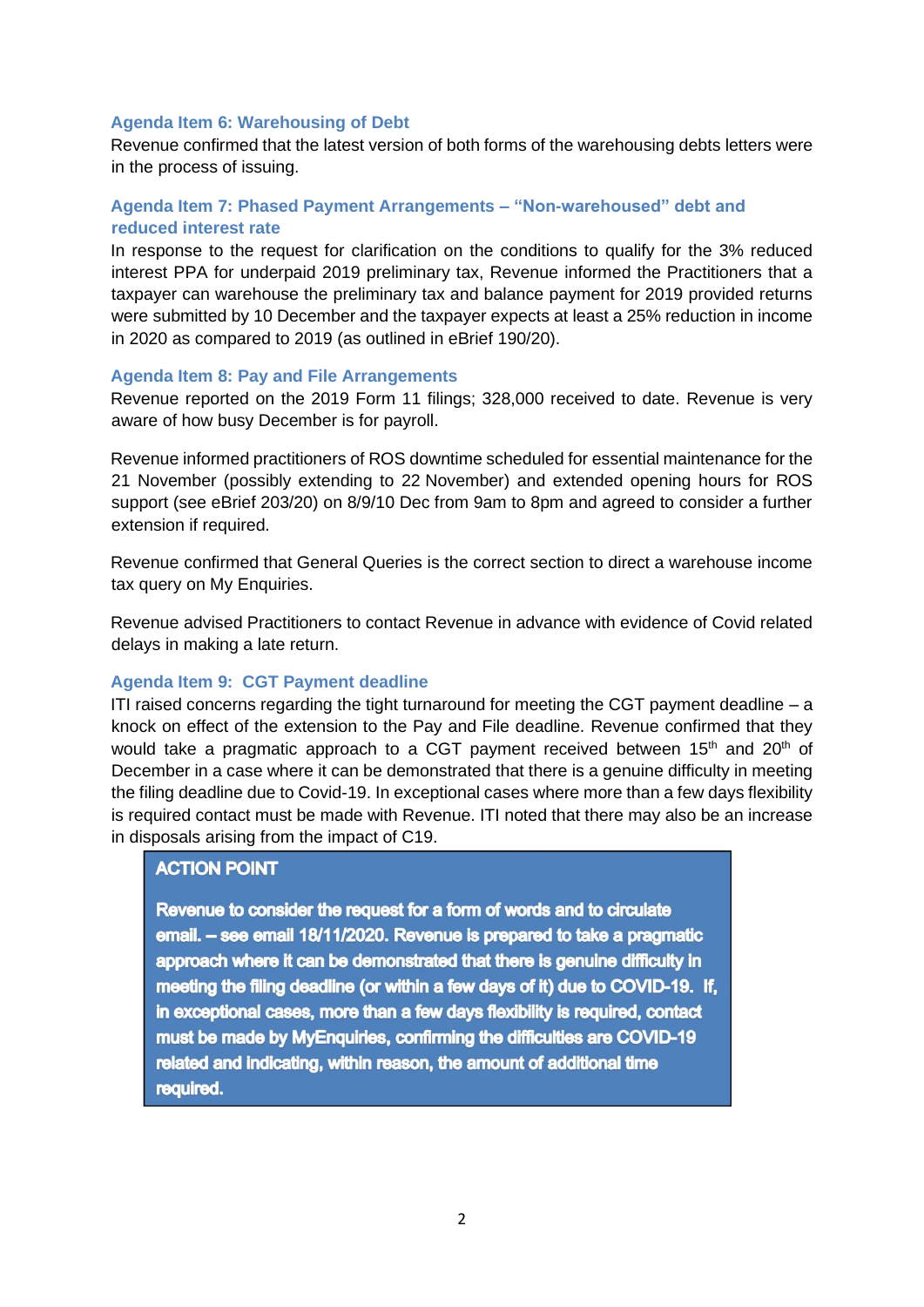### Agenda Item 6: Warehousing of Debt

Revenue confirmed that the latest version of both forms of the warehousing debts letters were in the process of issuing.

### Agenda Item 7: Phased Payment Arrangements – "Non-warehoused" debt and reduced interest rate

In response to the request for clarification on the conditions to qualify for the 3% reduced interest PPA for underpaid 2019 preliminary tax, Revenue informed the Practitioners that a taxpayer can warehouse the preliminary tax and balance payment for 2019 provided returns were submitted by 10 December and the taxpayer expects at least a 25% reduction in income in 2020 as compared to 2019 (as outlined in eBrief 190/20).

### Agenda Item 8: Pay and File Arrangements

Revenue reported on the 2019 Form 11 filings; 328,000 received to date. Revenue is very aware of how busy December is for payroll.

Revenue informed practitioners of ROS downtime scheduled for essential maintenance for the 21 November (possibly extending to 22 November) and extended opening hours for ROS support (see eBrief 203/20) on 8/9/10 Dec from 9am to 8pm and agreed to consider a further extension if required.

Revenue confirmed that General Queries is the correct section to direct a warehouse income tax query on My Enquiries.

Revenue advised Practitioners to contact Revenue in advance with evidence of Covid related delays in making a late return.

### Agenda Item 9: CGT Payment deadline

ITI raised concerns regarding the tight turnaround for meeting the CGT payment deadline – a knock on effect of the extension to the Pay and File deadline. Revenue confirmed that they would take a pragmatic approach to a CGT payment received between 15th and 20th of December in a case where it can be demonstrated that there is a genuine difficulty in meeting the filing deadline due to Covid-19. In exceptional cases where more than a few days flexibility is required contact must be made with Revenue. ITI noted that there may also be an increase in disposals arising from the impact of C19.

> **ACTION POINT**
>
> **Revenue to consider the request for a form of words and to circulate email. – see email 18/11/2020. Revenue is prepared to take a pragmatic approach where it can be demonstrated that there is genuine difficulty in meeting the filing deadline (or within a few days of it) due to COVID-19. If, in exceptional cases, more than a few days flexibility is required, contact must be made by MyEnquiries, confirming the difficulties are COVID-19 related and indicating, within reason, the amount of additional time required.**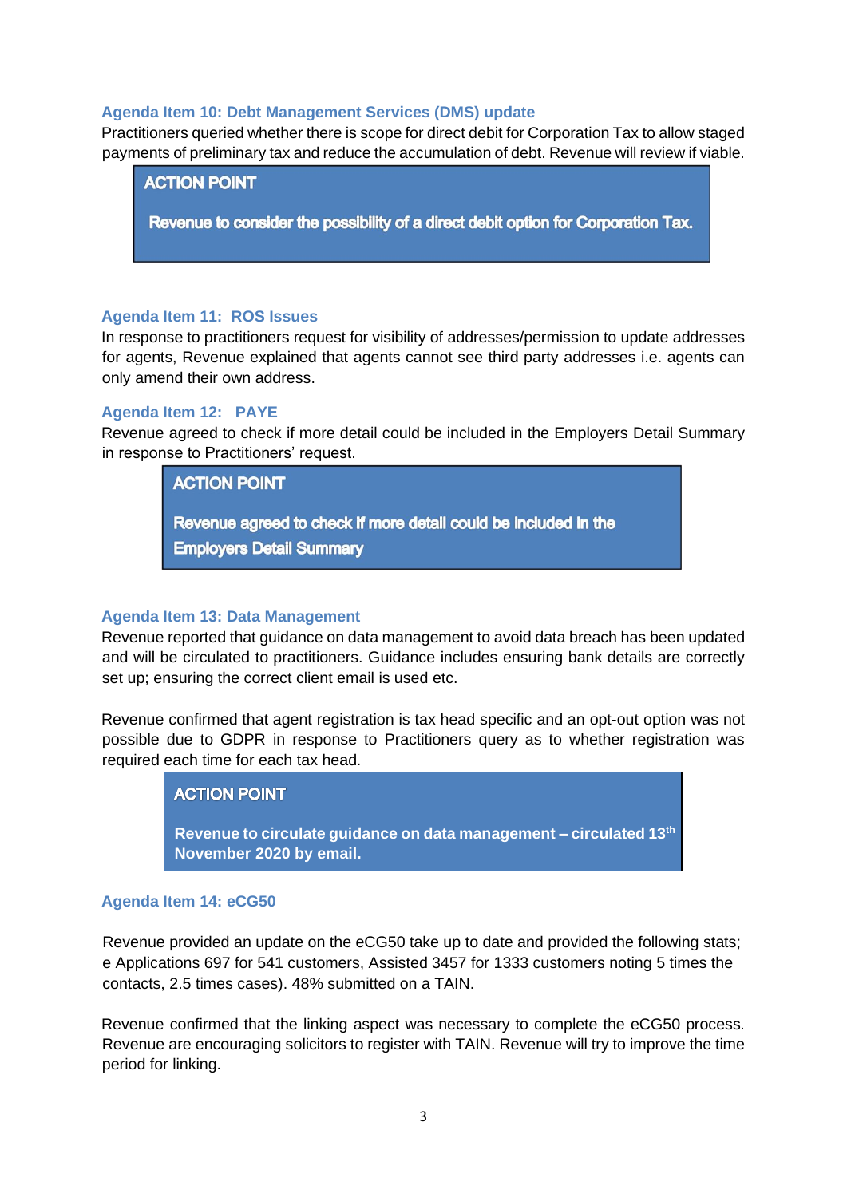### Agenda Item 10: Debt Management Services (DMS) update

Practitioners queried whether there is scope for direct debit for Corporation Tax to allow staged payments of preliminary tax and reduce the accumulation of debt. Revenue will review if viable.

> **ACTION POINT**
>
> **Revenue to consider the possibility of a direct debit option for Corporation Tax.**

### Agenda Item 11: ROS Issues

In response to practitioners request for visibility of addresses/permission to update addresses for agents, Revenue explained that agents cannot see third party addresses i.e. agents can only amend their own address.

### Agenda Item 12: PAYE

Revenue agreed to check if more detail could be included in the Employers Detail Summary in response to Practitioners' request.

> **ACTION POINT**
>
> **Revenue agreed to check if more detail could be included in the Employers Detail Summary**

### Agenda Item 13: Data Management

Revenue reported that guidance on data management to avoid data breach has been updated and will be circulated to practitioners. Guidance includes ensuring bank details are correctly set up; ensuring the correct client email is used etc.

Revenue confirmed that agent registration is tax head specific and an opt-out option was not possible due to GDPR in response to Practitioners query as to whether registration was required each time for each tax head.

> **ACTION POINT**
>
> **Revenue to circulate guidance on data management – circulated 13th November 2020 by email.**

### Agenda Item 14: eCG50

Revenue provided an update on the eCG50 take up to date and provided the following stats; e Applications 697 for 541 customers, Assisted 3457 for 1333 customers noting 5 times the contacts, 2.5 times cases). 48% submitted on a TAIN.

Revenue confirmed that the linking aspect was necessary to complete the eCG50 process. Revenue are encouraging solicitors to register with TAIN. Revenue will try to improve the time period for linking.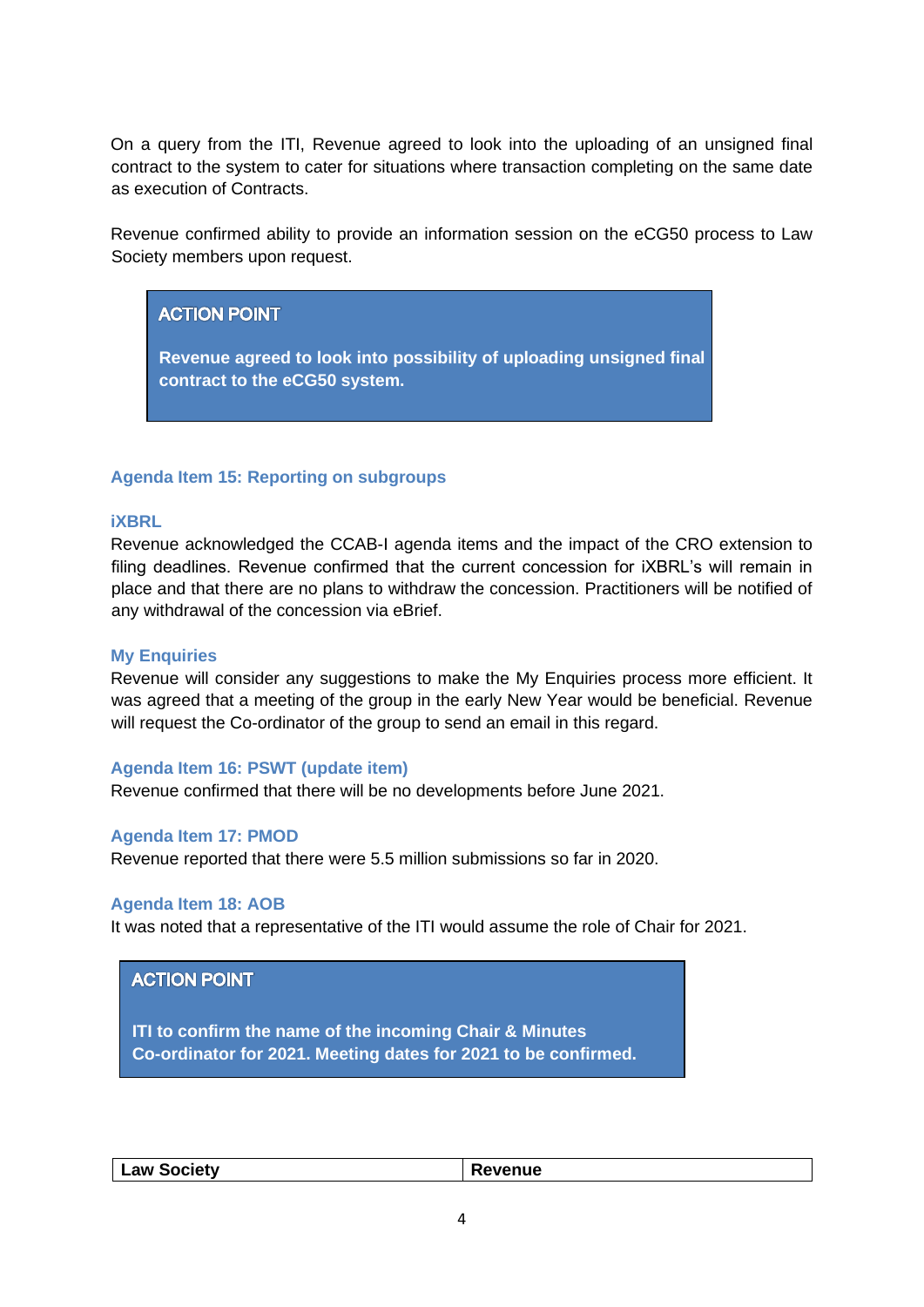On a query from the ITI, Revenue agreed to look into the uploading of an unsigned final contract to the system to cater for situations where transaction completing on the same date as execution of Contracts.

Revenue confirmed ability to provide an information session on the eCG50 process to Law Society members upon request.

> **ACTION POINT**
>
> **Revenue agreed to look into possibility of uploading unsigned final contract to the eCG50 system.**

### Agenda Item 15: Reporting on subgroups

#### iXBRL

Revenue acknowledged the CCAB-I agenda items and the impact of the CRO extension to filing deadlines. Revenue confirmed that the current concession for iXBRL's will remain in place and that there are no plans to withdraw the concession. Practitioners will be notified of any withdrawal of the concession via eBrief.

#### My Enquiries

Revenue will consider any suggestions to make the My Enquiries process more efficient. It was agreed that a meeting of the group in the early New Year would be beneficial. Revenue will request the Co-ordinator of the group to send an email in this regard.

### Agenda Item 16: PSWT (update item)

Revenue confirmed that there will be no developments before June 2021.

### Agenda Item 17: PMOD

Revenue reported that there were 5.5 million submissions so far in 2020.

### Agenda Item 18: AOB

It was noted that a representative of the ITI would assume the role of Chair for 2021.

> **ACTION POINT**
>
> **ITI to confirm the name of the incoming Chair & Minutes Co-ordinator for 2021. Meeting dates for 2021 to be confirmed.**

| Law Society | Revenue |
|---|---|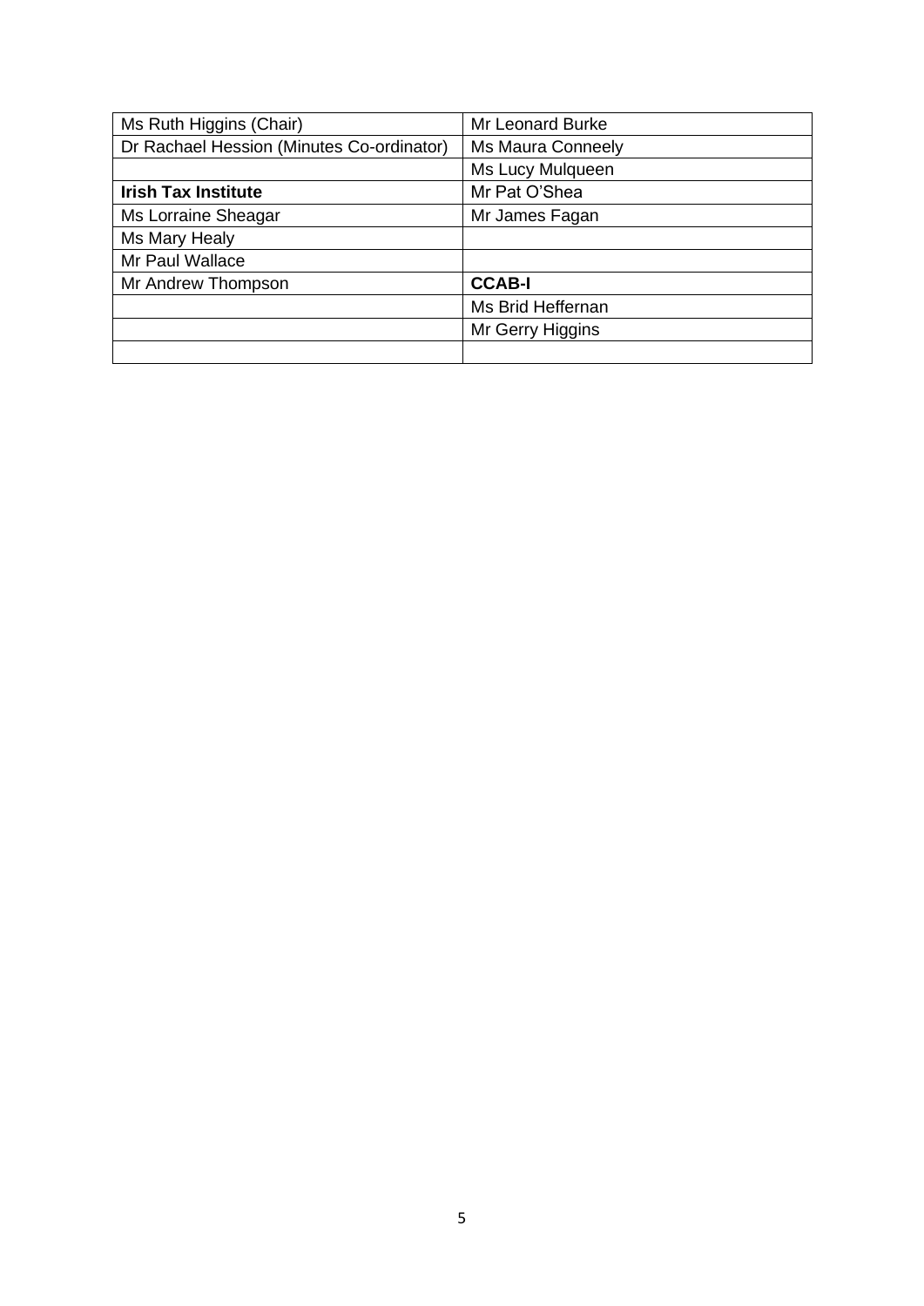| | |
|---|---|
| Ms Ruth Higgins (Chair) | Mr Leonard Burke |
| Dr Rachael Hession (Minutes Co-ordinator) | Ms Maura Conneely |
| | Ms Lucy Mulqueen |
| **Irish Tax Institute** | Mr Pat O'Shea |
| Ms Lorraine Sheagar | Mr James Fagan |
| Ms Mary Healy | |
| Mr Paul Wallace | |
| Mr Andrew Thompson | **CCAB-I** |
| | Ms Brid Heffernan |
| | Mr Gerry Higgins |
| | |